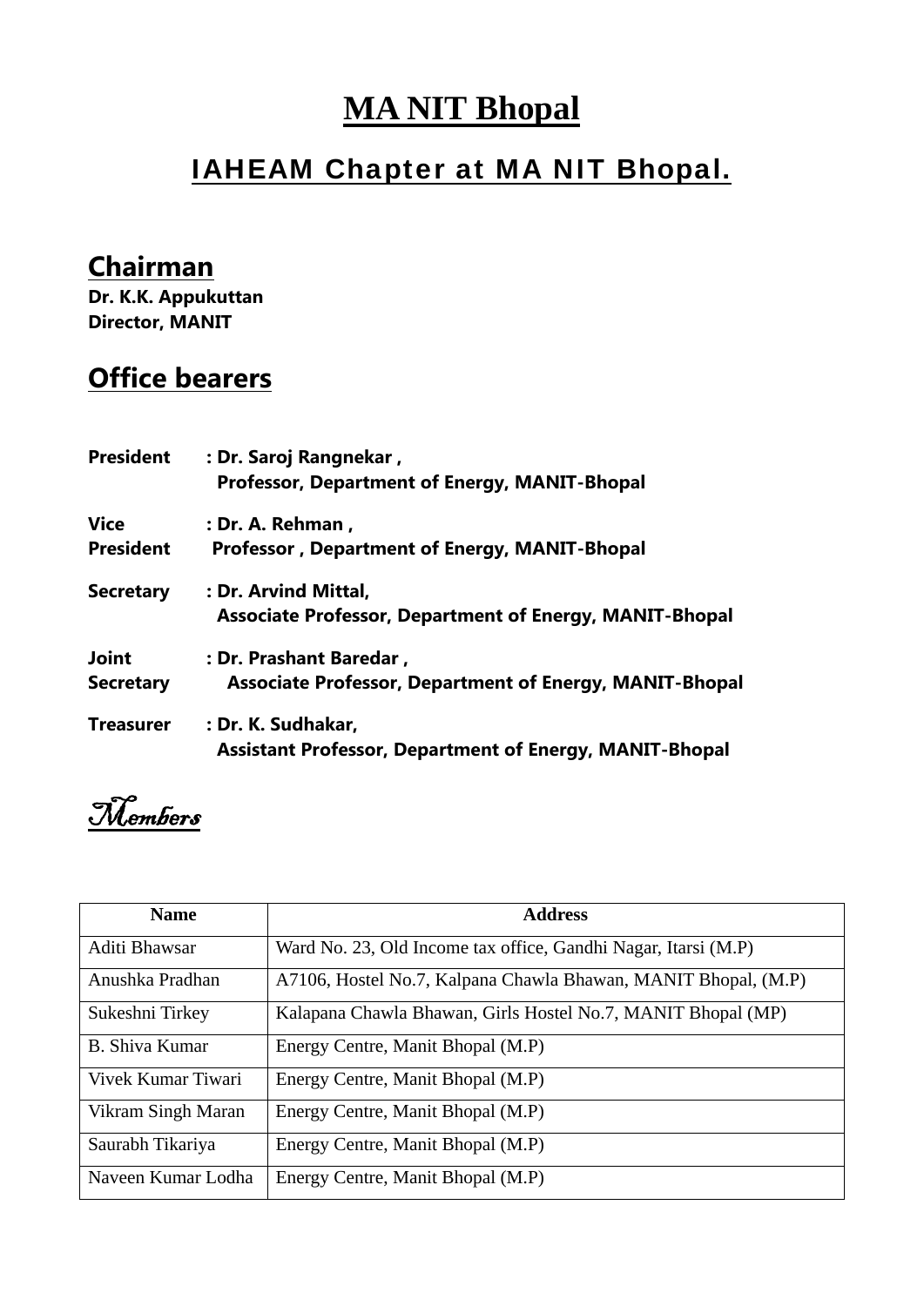# MA NIT Bhopal

## IAHEAM Chapter at MA NIT Bhopal.

### Chairman

**Dr. K.K. Appukuttan**
**Director, MANIT**

### Office bearers

**President** : **Dr. Saroj Rangnekar ,**
**Professor, Department of Energy, MANIT-Bhopal**

**Vice President** : **Dr. A. Rehman ,**
**Professor , Department of Energy, MANIT-Bhopal**

**Secretary** : **Dr. Arvind Mittal,**
**Associate Professor, Department of Energy, MANIT-Bhopal**

**Joint Secretary** : **Dr. Prashant Baredar ,**
**Associate Professor, Department of Energy, MANIT-Bhopal**

**Treasurer** : **Dr. K. Sudhakar,**
**Assistant Professor, Department of Energy, MANIT-Bhopal**

### Members

| Name | Address |
|---|---|
| Aditi Bhawsar | Ward No. 23, Old Income tax office, Gandhi Nagar, Itarsi (M.P) |
| Anushka Pradhan | A7106, Hostel No.7, Kalpana Chawla Bhawan, MANIT Bhopal, (M.P) |
| Sukeshni Tirkey | Kalapana Chawla Bhawan, Girls Hostel No.7, MANIT Bhopal (MP) |
| B. Shiva Kumar | Energy Centre, Manit Bhopal (M.P) |
| Vivek Kumar Tiwari | Energy Centre, Manit Bhopal (M.P) |
| Vikram Singh Maran | Energy Centre, Manit Bhopal (M.P) |
| Saurabh Tikariya | Energy Centre, Manit Bhopal (M.P) |
| Naveen Kumar Lodha | Energy Centre, Manit Bhopal (M.P) |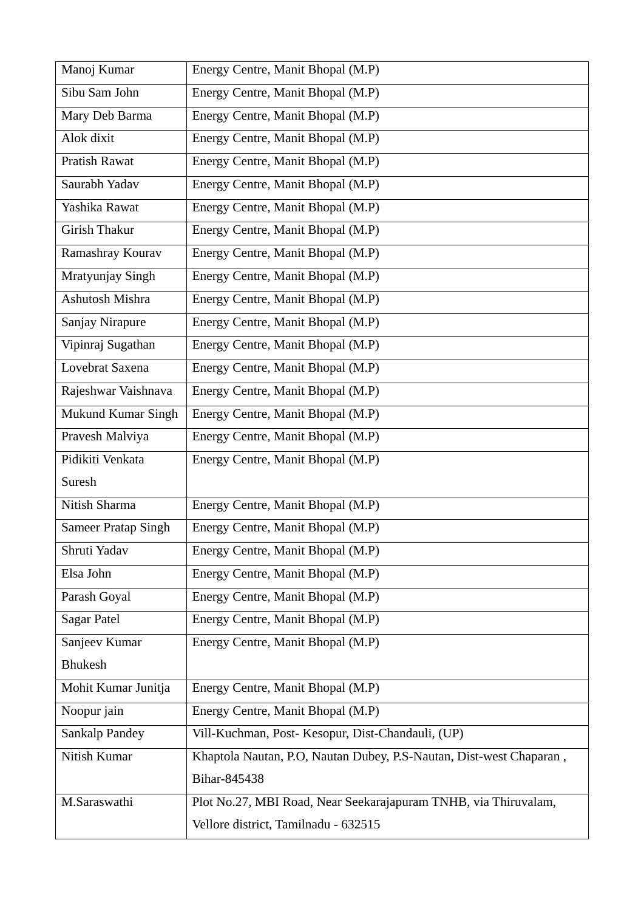| | |
|---|---|
| Manoj Kumar | Energy Centre, Manit Bhopal (M.P) |
| Sibu Sam John | Energy Centre, Manit Bhopal (M.P) |
| Mary Deb Barma | Energy Centre, Manit Bhopal (M.P) |
| Alok dixit | Energy Centre, Manit Bhopal (M.P) |
| Pratish Rawat | Energy Centre, Manit Bhopal (M.P) |
| Saurabh Yadav | Energy Centre, Manit Bhopal (M.P) |
| Yashika Rawat | Energy Centre, Manit Bhopal (M.P) |
| Girish Thakur | Energy Centre, Manit Bhopal (M.P) |
| Ramashray Kourav | Energy Centre, Manit Bhopal (M.P) |
| Mratyunjay Singh | Energy Centre, Manit Bhopal (M.P) |
| Ashutosh Mishra | Energy Centre, Manit Bhopal (M.P) |
| Sanjay Nirapure | Energy Centre, Manit Bhopal (M.P) |
| Vipinraj Sugathan | Energy Centre, Manit Bhopal (M.P) |
| Lovebrat Saxena | Energy Centre, Manit Bhopal (M.P) |
| Rajeshwar Vaishnava | Energy Centre, Manit Bhopal (M.P) |
| Mukund Kumar Singh | Energy Centre, Manit Bhopal (M.P) |
| Pravesh Malviya | Energy Centre, Manit Bhopal (M.P) |
| Pidikiti Venkata Suresh | Energy Centre, Manit Bhopal (M.P) |
| Nitish Sharma | Energy Centre, Manit Bhopal (M.P) |
| Sameer Pratap Singh | Energy Centre, Manit Bhopal (M.P) |
| Shruti Yadav | Energy Centre, Manit Bhopal (M.P) |
| Elsa John | Energy Centre, Manit Bhopal (M.P) |
| Parash Goyal | Energy Centre, Manit Bhopal (M.P) |
| Sagar Patel | Energy Centre, Manit Bhopal (M.P) |
| Sanjeev Kumar Bhukesh | Energy Centre, Manit Bhopal (M.P) |
| Mohit Kumar Junitja | Energy Centre, Manit Bhopal (M.P) |
| Noopur jain | Energy Centre, Manit Bhopal (M.P) |
| Sankalp Pandey | Vill-Kuchman, Post- Kesopur, Dist-Chandauli, (UP) |
| Nitish Kumar | Khaptola Nautan, P.O, Nautan Dubey, P.S-Nautan, Dist-west Chaparan , Bihar-845438 |
| M.Saraswathi | Plot No.27, MBI Road, Near Seekarajapuram TNHB, via Thiruvalam, Vellore district, Tamilnadu - 632515 |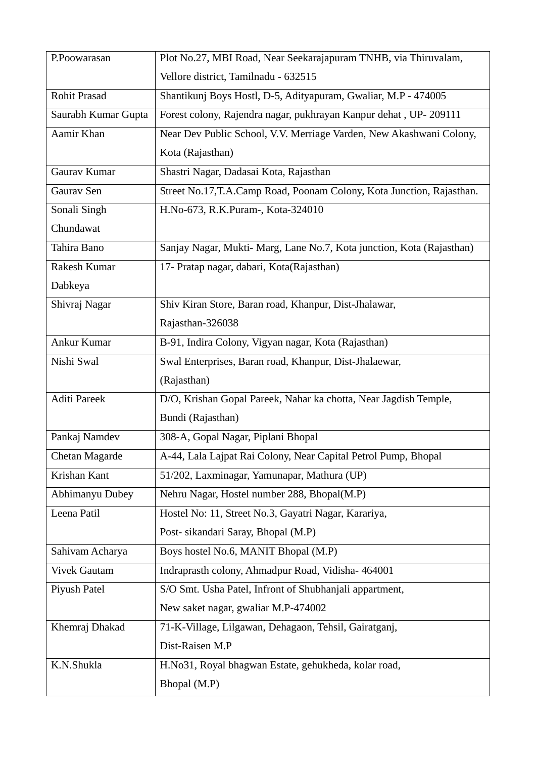| | |
|---|---|
| P.Poowarasan | Plot No.27, MBI Road, Near Seekarajapuram TNHB, via Thiruvalam, Vellore district, Tamilnadu - 632515 |
| Rohit Prasad | Shantikunj Boys Hostl, D-5, Adityapuram, Gwaliar, M.P - 474005 |
| Saurabh Kumar Gupta | Forest colony, Rajendra nagar, pukhrayan Kanpur dehat , UP- 209111 |
| Aamir Khan | Near Dev Public School, V.V. Merriage Varden, New Akashwani Colony, Kota (Rajasthan) |
| Gaurav Kumar | Shastri Nagar, Dadasai Kota, Rajasthan |
| Gaurav Sen | Street No.17,T.A.Camp Road, Poonam Colony, Kota Junction, Rajasthan. |
| Sonali Singh Chundawat | H.No-673, R.K.Puram-, Kota-324010 |
| Tahira Bano | Sanjay Nagar, Mukti- Marg, Lane No.7, Kota junction, Kota (Rajasthan) |
| Rakesh Kumar Dabkeya | 17- Pratap nagar, dabari, Kota(Rajasthan) |
| Shivraj Nagar | Shiv Kiran Store, Baran road, Khanpur, Dist-Jhalawar, Rajasthan-326038 |
| Ankur Kumar | B-91, Indira Colony, Vigyan nagar, Kota (Rajasthan) |
| Nishi Swal | Swal Enterprises, Baran road, Khanpur, Dist-Jhalaewar, (Rajasthan) |
| Aditi Pareek | D/O, Krishan Gopal Pareek, Nahar ka chotta, Near Jagdish Temple, Bundi (Rajasthan) |
| Pankaj Namdev | 308-A, Gopal Nagar, Piplani Bhopal |
| Chetan Magarde | A-44, Lala Lajpat Rai Colony, Near Capital Petrol Pump, Bhopal |
| Krishan Kant | 51/202, Laxminagar, Yamunapar, Mathura (UP) |
| Abhimanyu Dubey | Nehru Nagar, Hostel number 288, Bhopal(M.P) |
| Leena Patil | Hostel No: 11, Street No.3, Gayatri Nagar, Karariya, Post- sikandari Saray, Bhopal (M.P) |
| Sahivam Acharya | Boys hostel No.6, MANIT Bhopal (M.P) |
| Vivek Gautam | Indraprasth colony, Ahmadpur Road, Vidisha- 464001 |
| Piyush Patel | S/O Smt. Usha Patel, Infront of Shubhanjali appartment, New saket nagar, gwaliar M.P-474002 |
| Khemraj Dhakad | 71-K-Village, Lilgawan, Dehagaon, Tehsil, Gairatganj, Dist-Raisen M.P |
| K.N.Shukla | H.No31, Royal bhagwan Estate, gehukheda, kolar road, Bhopal (M.P) |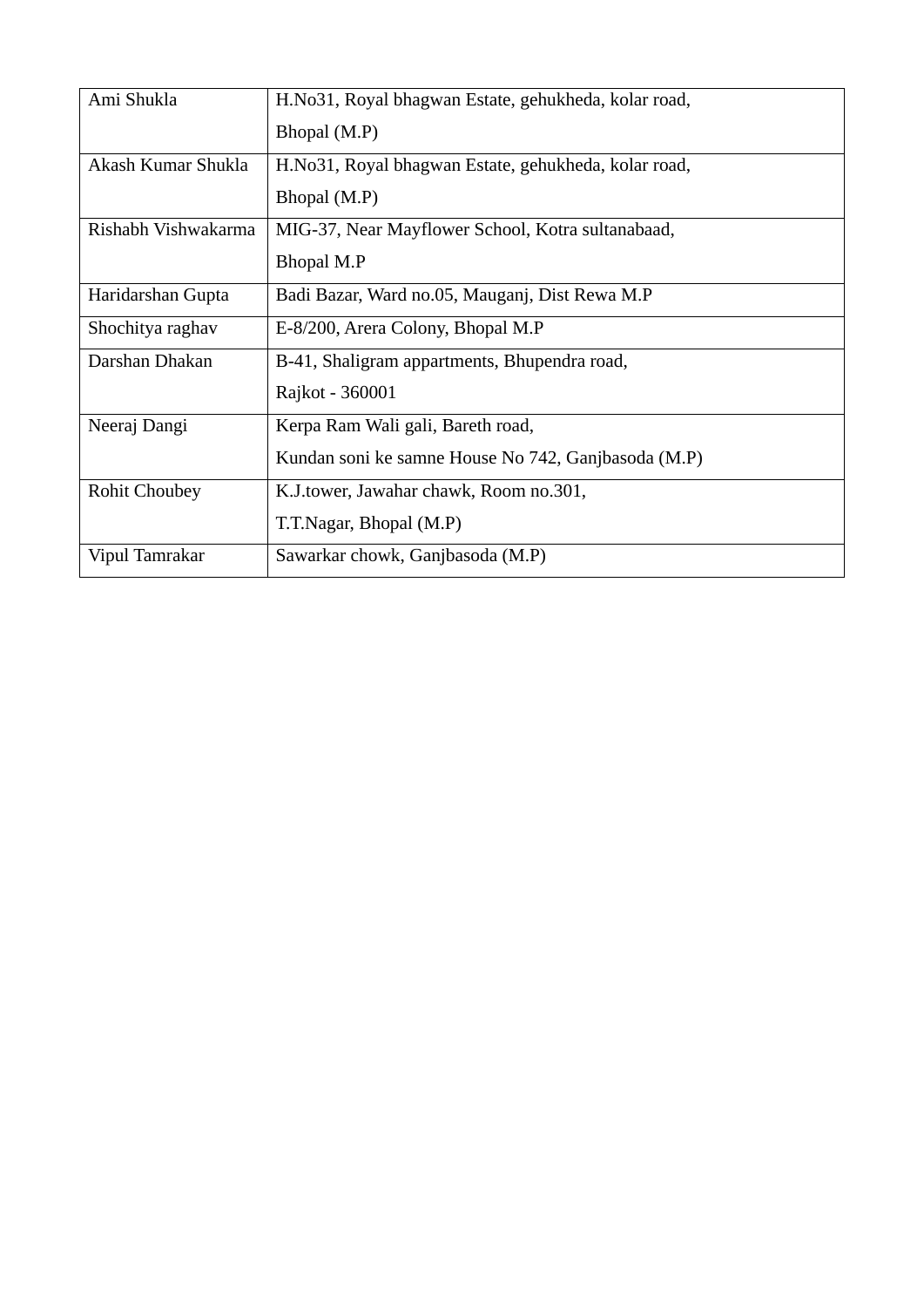| | |
|---|---|
| Ami Shukla | H.No31, Royal bhagwan Estate, gehukheda, kolar road, Bhopal (M.P) |
| Akash Kumar Shukla | H.No31, Royal bhagwan Estate, gehukheda, kolar road, Bhopal (M.P) |
| Rishabh Vishwakarma | MIG-37, Near Mayflower School, Kotra sultanabaad, Bhopal M.P |
| Haridarshan Gupta | Badi Bazar, Ward no.05, Mauganj, Dist Rewa M.P |
| Shochitya raghav | E-8/200, Arera Colony, Bhopal M.P |
| Darshan Dhakan | B-41, Shaligram appartments, Bhupendra road, Rajkot - 360001 |
| Neeraj Dangi | Kerpa Ram Wali gali, Bareth road, Kundan soni ke samne House No 742, Ganjbasoda (M.P) |
| Rohit Choubey | K.J.tower, Jawahar chawk, Room no.301, T.T.Nagar, Bhopal (M.P) |
| Vipul Tamrakar | Sawarkar chowk, Ganjbasoda (M.P) |